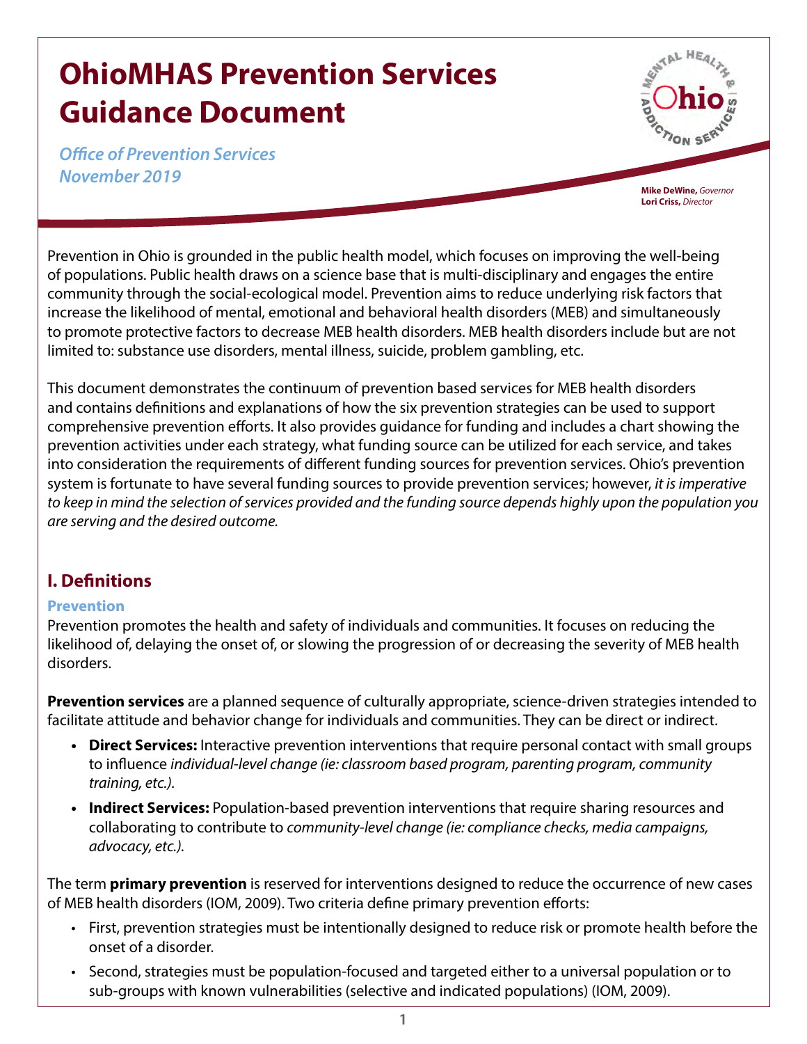# OhioMHAS Prevention Services Guidance Document

*Office of Prevention Services*
*November 2019*

**Mike DeWine,** *Governor*
**Lori Criss,** *Director*

Prevention in Ohio is grounded in the public health model, which focuses on improving the well-being of populations. Public health draws on a science base that is multi-disciplinary and engages the entire community through the social-ecological model. Prevention aims to reduce underlying risk factors that increase the likelihood of mental, emotional and behavioral health disorders (MEB) and simultaneosly to promote protective factors to decrease MEB health disorders. MEB health disorders include but are not limited to: substance use disorders, mental illness, suicide, problem gambling, etc.

This document demonstrates the continuum of prevention based services for MEB health disorders and contains definitions and explanations of how the six prevention strategies can be used to support comprehensive prevention efforts. It also provides guidance for funding and includes a chart showing the prevention activities under each strategy, what funding source can be utilized for each service, and takes into consideration the requirements of different funding sources for prevention services. Ohio's prevention system is fortunate to have several funding sources to provide prevention services; however, *it is imperative to keep in mind the selection of services provided and the funding source depends highly upon the population you are serving and the desired outcome.*

## I. Definitions

### Prevention

Prevention promotes the health and safety of individuals and communities. It focuses on reducing the likelihood of, delaying the onset of, or slowing the progression of or decreasing the severity of MEB health disorders.

**Prevention services** are a planned sequence of culturally appropriate, science-driven strategies intended to facilitate attitude and behavior change for individuals and communities. They can be direct or indirect.

- **Direct Services:** Interactive prevention interventions that require personal contact with small groups to influence *individual-level change (ie: classroom based program, parenting program, community training, etc.).*
- **Indirect Services:** Population-based prevention interventions that require sharing resources and collaborating to contribute to *community-level change (ie: compliance checks, media campaigns, advocacy, etc.).*

The term **primary prevention** is reserved for interventions designed to reduce the occurrence of new cases of MEB health disorders (IOM, 2009). Two criteria define primary prevention efforts:

- First, prevention strategies must be intentionally designed to reduce risk or promote health before the onset of a disorder.
- Second, strategies must be population-focused and targeted either to a universal population or to sub-groups with known vulnerabilities (selective and indicated populations) (IOM, 2009).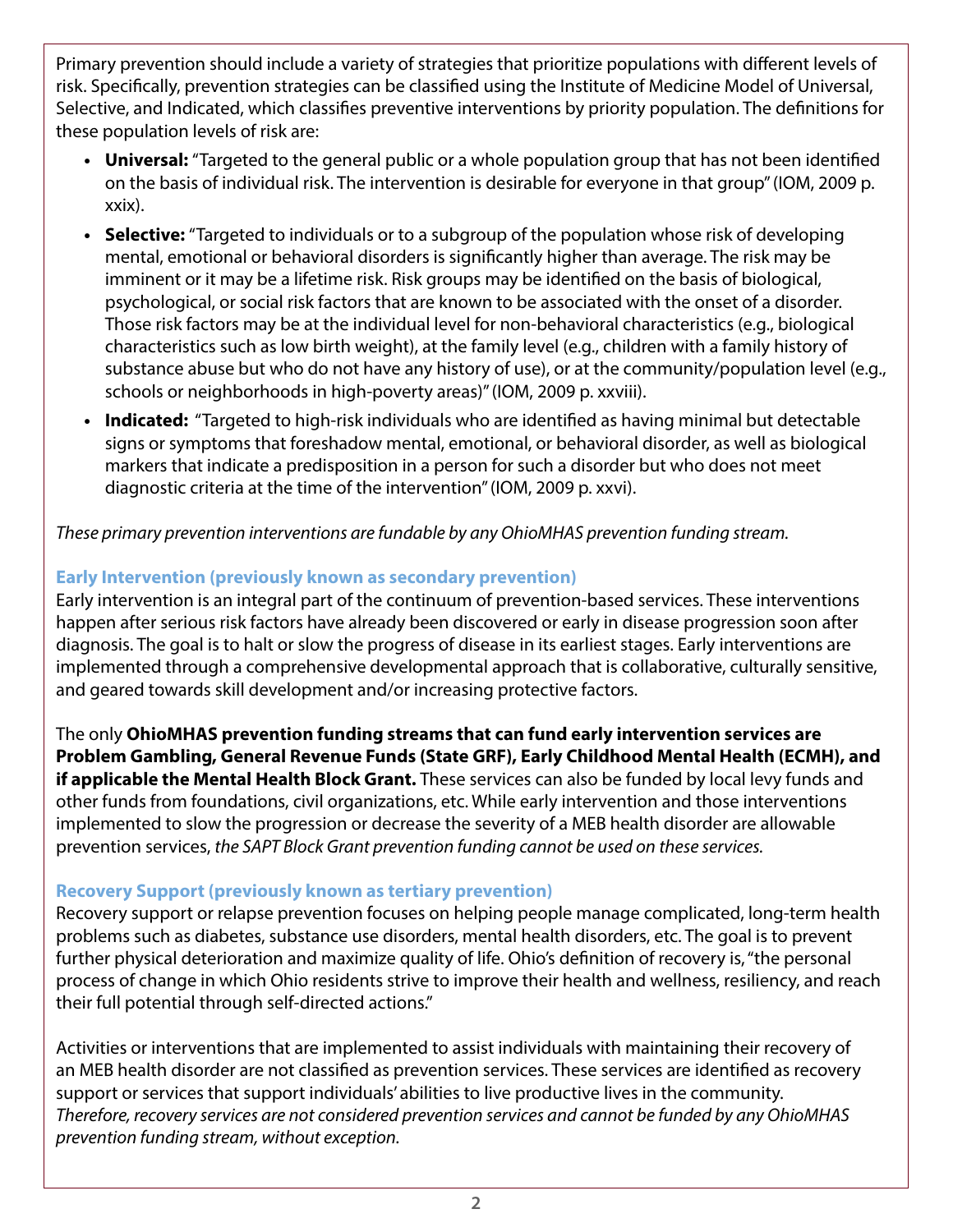Primary prevention should include a variety of strategies that prioritize populations with different levels of risk. Specifically, prevention strategies can be classified using the Institute of Medicine Model of Universal, Selective, and Indicated, which classifies preventive interventions by priority population. The definitions for these population levels of risk are:

- **Universal:** "Targeted to the general public or a whole population group that has not been identified on the basis of individual risk. The intervention is desirable for everyone in that group" (IOM, 2009 p. xxix).
- **Selective:** "Targeted to individuals or to a subgroup of the population whose risk of developing mental, emotional or behavioral disorders is significantly higher than average. The risk may be imminent or it may be a lifetime risk. Risk groups may be identified on the basis of biological, psychological, or social risk factors that are known to be associated with the onset of a disorder. Those risk factors may be at the individual level for non-behavioral characteristics (e.g., biological characteristics such as low birth weight), at the family level (e.g., children with a family history of substance abuse but who do not have any history of use), or at the community/population level (e.g., schools or neighborhoods in high-poverty areas)" (IOM, 2009 p. xxviii).
- **Indicated:** "Targeted to high-risk individuals who are identified as having minimal but detectable signs or symptoms that foreshadow mental, emotional, or behavioral disorder, as well as biological markers that indicate a predisposition in a person for such a disorder but who does not meet diagnostic criteria at the time of the intervention" (IOM, 2009 p. xxvi).

*These primary prevention interventions are fundable by any OhioMHAS prevention funding stream.*

### Early Intervention (previously known as secondary prevention)

Early intervention is an integral part of the continuum of prevention-based services. These interventions happen after serious risk factors have already been discovered or early in disease progression soon after diagnosis. The goal is to halt or slow the progress of disease in its earliest stages. Early interventions are implemented through a comprehensive developmental approach that is collaborative, culturally sensitive, and geared towards skill development and/or increasing protective factors.

The only **OhioMHAS prevention funding streams that can fund early intervention services are Problem Gambling, General Revenue Funds (State GRF), Early Childhood Mental Health (ECMH), and if applicable the Mental Health Block Grant.** These services can also be funded by local levy funds and other funds from foundations, civil organizations, etc. While early intervention and those interventions implemented to slow the progression or decrease the severity of a MEB health disorder are allowable prevention services, *the SAPT Block Grant prevention funding cannot be used on these services.*

### Recovery Support (previously known as tertiary prevention)

Recovery support or relapse prevention focuses on helping people manage complicated, long-term health problems such as diabetes, substance use disorders, mental health disorders, etc. The goal is to prevent further physical deterioration and maximize quality of life. Ohio's definition of recovery is, "the personal process of change in which Ohio residents strive to improve their health and wellness, resiliency, and reach their full potential through self-directed actions."

Activities or interventions that are implemented to assist individuals with maintaining their recovery of an MEB health disorder are not classified as prevention services. These services are identified as recovery support or services that support individuals' abilities to live productive lives in the community. *Therefore, recovery services are not considered prevention services and cannot be funded by any OhioMHAS prevention funding stream, without exception.*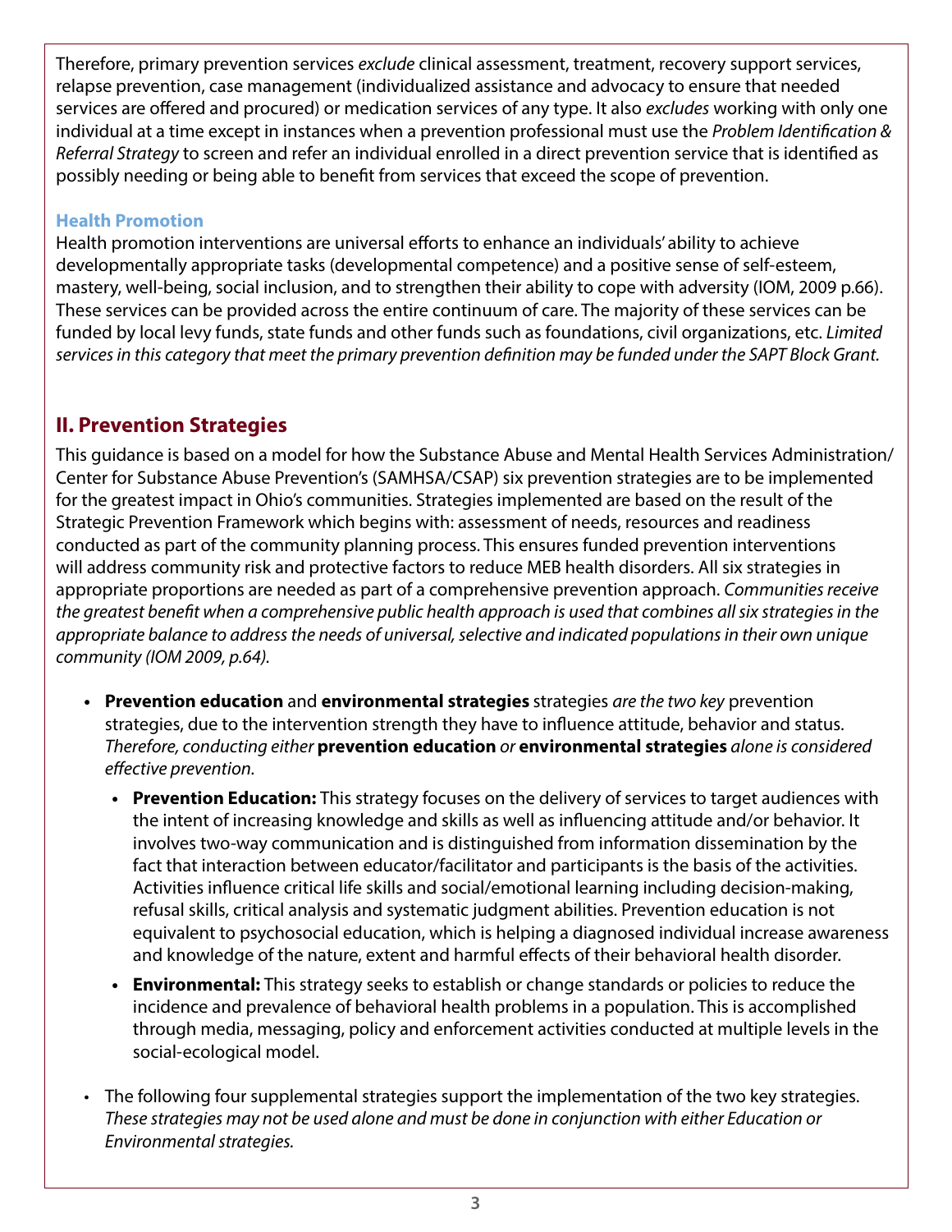Therefore, primary prevention services *exclude* clinical assessment, treatment, recovery support services, relapse prevention, case management (individualized assistance and advocacy to ensure that needed services are offered and procured) or medication services of any type. It also *excludes* working with only one individual at a time except in instances when a prevention professional must use the *Problem Identification & Referral Strategy* to screen and refer an individual enrolled in a direct prevention service that is identified as possibly needing or being able to benefit from services that exceed the scope of prevention.

### Health Promotion

Health promotion interventions are universal efforts to enhance an individuals' ability to achieve developmentally appropriate tasks (developmental competence) and a positive sense of self-esteem, mastery, well-being, social inclusion, and to strengthen their ability to cope with adversity (IOM, 2009 p.66). These services can be provided across the entire continuum of care. The majority of these services can be funded by local levy funds, state funds and other funds such as foundations, civil organizations, etc. *Limited services in this category that meet the primary prevention definition may be funded under the SAPT Block Grant.*

## II. Prevention Strategies

This guidance is based on a model for how the Substance Abuse and Mental Health Services Administration/ Center for Substance Abuse Prevention's (SAMHSA/CSAP) six prevention strategies are to be implemented for the greatest impact in Ohio's communities. Strategies implemented are based on the result of the Strategic Prevention Framework which begins with: assessment of needs, resources and readiness conducted as part of the community planning process. This ensures funded prevention interventions will address community risk and protective factors to reduce MEB health disorders. All six strategies in appropriate proportions are needed as part of a comprehensive prevention approach. *Communities receive the greatest benefit when a comprehensive public health approach is used that combines all six strategies in the appropriate balance to address the needs of universal, selective and indicated populations in their own unique community (IOM 2009, p.64).*

- **Prevention education** and **environmental strategies** strategies *are the two key* prevention strategies, due to the intervention strength they have to influence attitude, behavior and status. *Therefore, conducting either* **prevention education** *or* **environmental strategies** *alone is considered effective prevention.*
  - **Prevention Education:** This strategy focuses on the delivery of services to target audiences with the intent of increasing knowledge and skills as well as influencing attitude and/or behavior. It involves two-way communication and is distinguished from information dissemination by the fact that interaction between educator/facilitator and participants is the basis of the activities. Activities influence critical life skills and social/emotional learning including decision-making, refusal skills, critical analysis and systematic judgment abilities. Prevention education is not equivalent to psychosocial education, which is helping a diagnosed individual increase awareness and knowledge of the nature, extent and harmful effects of their behavioral health disorder.
  - **Environmental:** This strategy seeks to establish or change standards or policies to reduce the incidence and prevalence of behavioral health problems in a population. This is accomplished through media, messaging, policy and enforcement activities conducted at multiple levels in the social-ecological model.
- The following four supplemental strategies support the implementation of the two key strategies. *These strategies may not be used alone and must be done in conjunction with either Education or Environmental strategies.*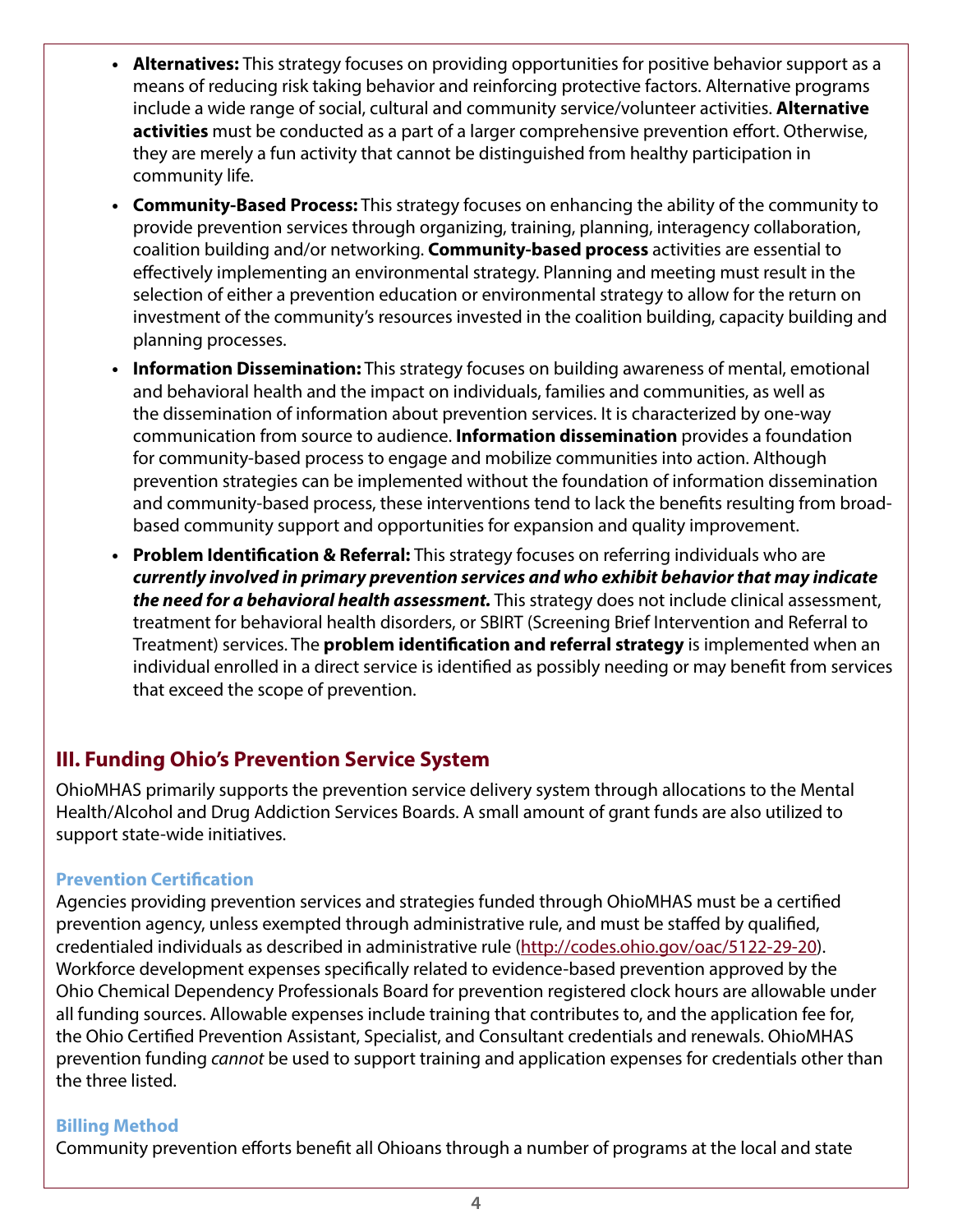- **Alternatives:** This strategy focuses on providing opportunities for positive behavior support as a means of reducing risk taking behavior and reinforcing protective factors. Alternative programs include a wide range of social, cultural and community service/volunteer activities. **Alternative activities** must be conducted as a part of a larger comprehensive prevention effort. Otherwise, they are merely a fun activity that cannot be distinguished from healthy participation in community life.
- **Community-Based Process:** This strategy focuses on enhancing the ability of the community to provide prevention services through organizing, training, planning, interagency collaboration, coalition building and/or networking. **Community-based process** activities are essential to effectively implementing an environmental strategy. Planning and meeting must result in the selection of either a prevention education or environmental strategy to allow for the return on investment of the community's resources invested in the coalition building, capacity building and planning processes.
- **Information Dissemination:** This strategy focuses on building awareness of mental, emotional and behavioral health and the impact on individuals, families and communities, as well as the dissemination of information about prevention services. It is characterized by one-way communication from source to audience. **Information dissemination** provides a foundation for community-based process to engage and mobilize communities into action. Although prevention strategies can be implemented without the foundation of information dissemination and community-based process, these interventions tend to lack the benefits resulting from broad-based community support and opportunities for expansion and quality improvement.
- **Problem Identification & Referral:** This strategy focuses on referring individuals who are ***currently involved in primary prevention services and who exhibit behavior that may indicate the need for a behavioral health assessment.*** This strategy does not include clinical assessment, treatment for behavioral health disorders, or SBIRT (Screening Brief Intervention and Referral to Treatment) services. The **problem identification and referral strategy** is implemented when an individual enrolled in a direct service is identified as possibly needing or may benefit from services that exceed the scope of prevention.

## III. Funding Ohio's Prevention Service System

OhioMHAS primarily supports the prevention service delivery system through allocations to the Mental Health/Alcohol and Drug Addiction Services Boards. A small amount of grant funds are also utilized to support state-wide initiatives.

### Prevention Certification

Agencies providing prevention services and strategies funded through OhioMHAS must be a certified prevention agency, unless exempted through administrative rule, and must be staffed by qualified, credentialed individuals as described in administrative rule (http://codes.ohio.gov/oac/5122-29-20). Workforce development expenses specifically related to evidence-based prevention approved by the Ohio Chemical Dependency Professionals Board for prevention registered clock hours are allowable under all funding sources. Allowable expenses include training that contributes to, and the application fee for, the Ohio Certified Prevention Assistant, Specialist, and Consultant credentials and renewals. OhioMHAS prevention funding *cannot* be used to support training and application expenses for credentials other than the three listed.

### Billing Method

Community prevention efforts benefit all Ohioans through a number of programs at the local and state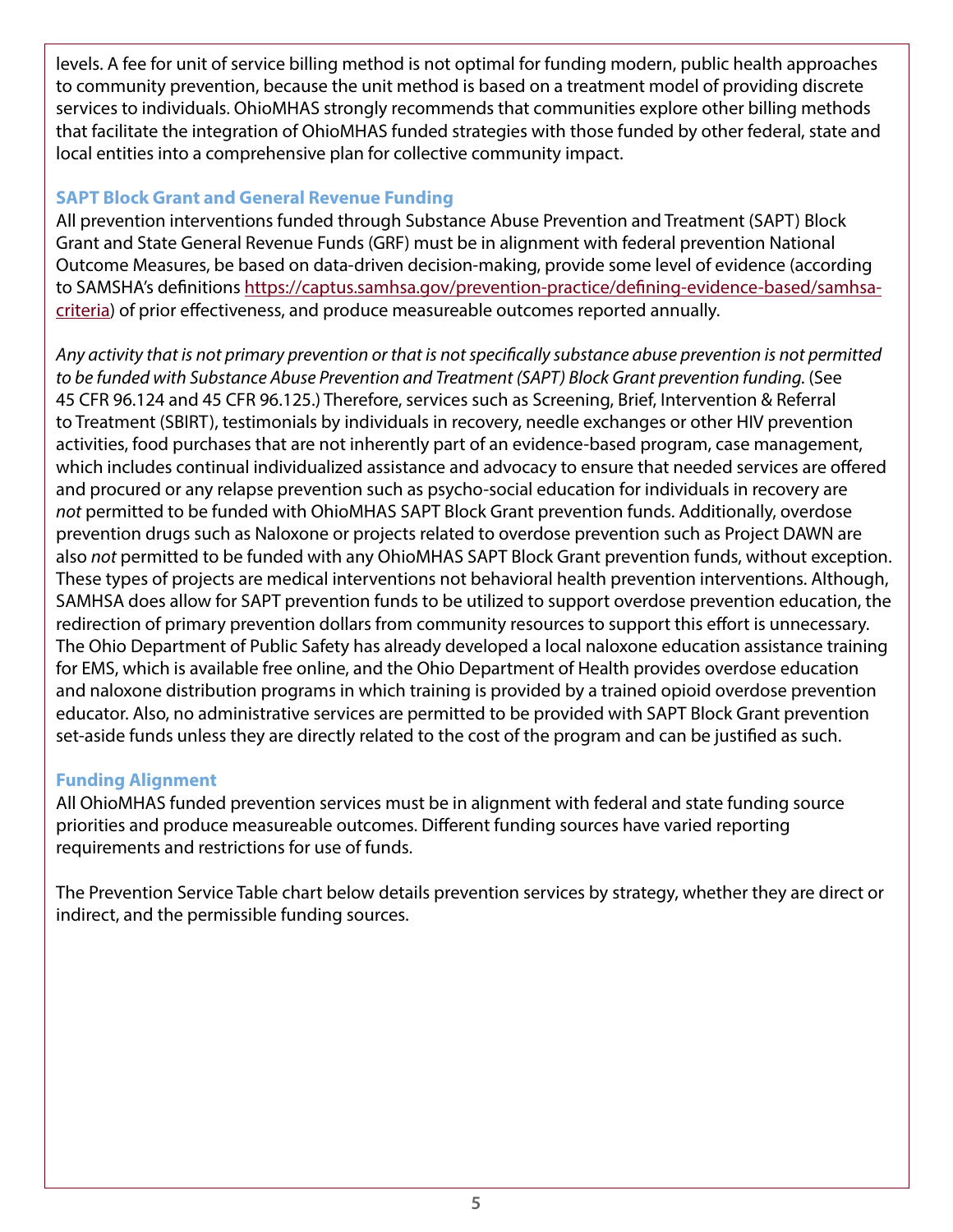levels. A fee for unit of service billing method is not optimal for funding modern, public health approaches to community prevention, because the unit method is based on a treatment model of providing discrete services to individuals. OhioMHAS strongly recommends that communities explore other billing methods that facilitate the integration of OhioMHAS funded strategies with those funded by other federal, state and local entities into a comprehensive plan for collective community impact.

### SAPT Block Grant and General Revenue Funding

All prevention interventions funded through Substance Abuse Prevention and Treatment (SAPT) Block Grant and State General Revenue Funds (GRF) must be in alignment with federal prevention National Outcome Measures, be based on data-driven decision-making, provide some level of evidence (according to SAMSHA's definitions [https://captus.samhsa.gov/prevention-practice/defining-evidence-based/samhsa-criteria](https://captus.samhsa.gov/prevention-practice/defining-evidence-based/samhsa-criteria)) of prior effectiveness, and produce measureable outcomes reported annually.

*Any activity that is not primary prevention or that is not specifically substance abuse prevention is not permitted to be funded with Substance Abuse Prevention and Treatment (SAPT) Block Grant prevention funding.* (See 45 CFR 96.124 and 45 CFR 96.125.) Therefore, services such as Screening, Brief, Intervention & Referral to Treatment (SBIRT), testimonials by individuals in recovery, needle exchanges or other HIV prevention activities, food purchases that are not inherently part of an evidence-based program, case management, which includes continual individualized assistance and advocacy to ensure that needed services are offered and procured or any relapse prevention such as psycho-social education for individuals in recovery are *not* permitted to be funded with OhioMHAS SAPT Block Grant prevention funds. Additionally, overdose prevention drugs such as Naloxone or projects related to overdose prevention such as Project DAWN are also *not* permitted to be funded with any OhioMHAS SAPT Block Grant prevention funds, without exception. These types of projects are medical interventions not behavioral health prevention interventions. Although, SAMHSA does allow for SAPT prevention funds to be utilized to support overdose prevention education, the redirection of primary prevention dollars from community resources to support this effort is unnecessary. The Ohio Department of Public Safety has already developed a local naloxone education assistance training for EMS, which is available free online, and the Ohio Department of Health provides overdose education and naloxone distribution programs in which training is provided by a trained opioid overdose prevention educator. Also, no administrative services are permitted to be provided with SAPT Block Grant prevention set-aside funds unless they are directly related to the cost of the program and can be justified as such.

### Funding Alignment

All OhioMHAS funded prevention services must be in alignment with federal and state funding source priorities and produce measureable outcomes. Different funding sources have varied reporting requirements and restrictions for use of funds.

The Prevention Service Table chart below details prevention services by strategy, whether they are direct or indirect, and the permissible funding sources.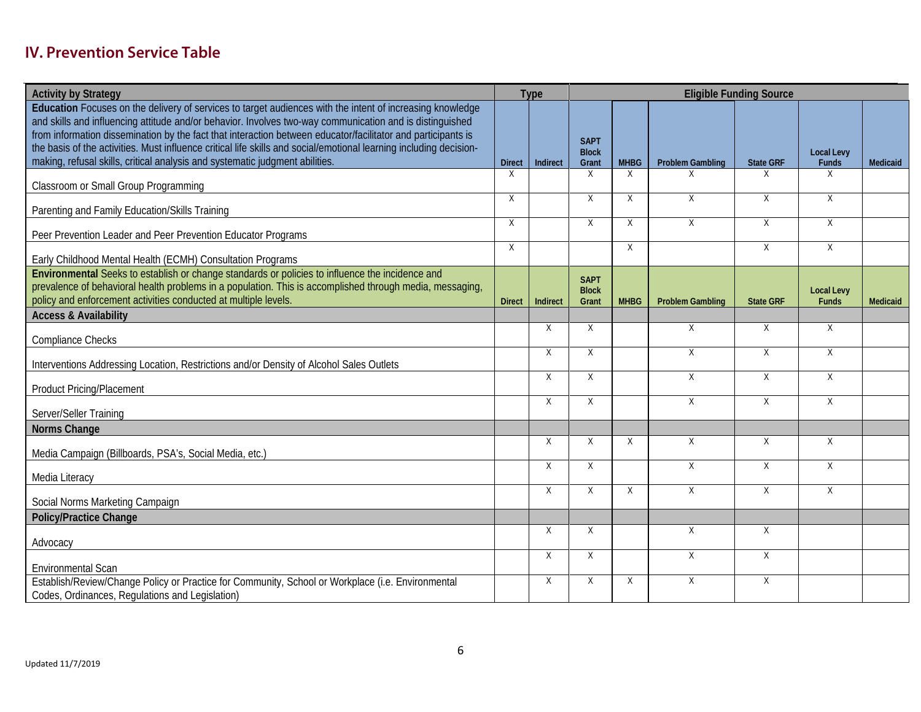## IV. Prevention Service Table

| Activity by Strategy | Type | | Eligible Funding Source | | | | | |
|---|---|---|---|---|---|---|---|---|
| **Education** Focuses on the delivery of services to target audiences with the intent of increasing knowledge and skills and influencing attitude and/or behavior. Involves two-way communication and is distinguished from information dissemination by the fact that interaction between educator/facilitator and participants is the basis of the activities. Must influence critical life skills and social/emotional learning including decision-making, refusal skills, critical analysis and systematic judgment abilities. | **Direct** | **Indirect** | **SAPT Block Grant** | **MHBG** | **Problem Gambling** | **State GRF** | **Local Levy Funds** | **Medicaid** |
| Classroom or Small Group Programming | X | | X | X | X | X | X | |
| Parenting and Family Education/Skills Training | X | | X | X | X | X | X | |
| Peer Prevention Leader and Peer Prevention Educator Programs | X | | X | X | X | X | X | |
| Early Childhood Mental Health (ECMH) Consultation Programs | X | | | X | | X | X | |
| **Environmental** Seeks to establish or change standards or policies to influence the incidence and prevalence of behavioral health problems in a population. This is accomplished through media, messaging, policy and enforcement activities conducted at multiple levels. | **Direct** | **Indirect** | **SAPT Block Grant** | **MHBG** | **Problem Gambling** | **State GRF** | **Local Levy Funds** | **Medicaid** |
| **Access & Availability** | | | | | | | | |
| Compliance Checks | | X | X | | X | X | X | |
| Interventions Addressing Location, Restrictions and/or Density of Alcohol Sales Outlets | | X | X | | X | X | X | |
| Product Pricing/Placement | | X | X | | X | X | X | |
| Server/Seller Training | | X | X | | X | X | X | |
| **Norms Change** | | | | | | | | |
| Media Campaign (Billboards, PSA's, Social Media, etc.) | | X | X | X | X | X | X | |
| Media Literacy | | X | X | | X | X | X | |
| Social Norms Marketing Campaign | | X | X | X | X | X | X | |
| **Policy/Practice Change** | | | | | | | | |
| Advocacy | | X | X | | X | X | | |
| Environmental Scan | | X | X | | X | X | | |
| Establish/Review/Change Policy or Practice for Community, School or Workplace (i.e. Environmental Codes, Ordinances, Regulations and Legislation) | | X | X | X | X | X | | |

Updated 11/7/2019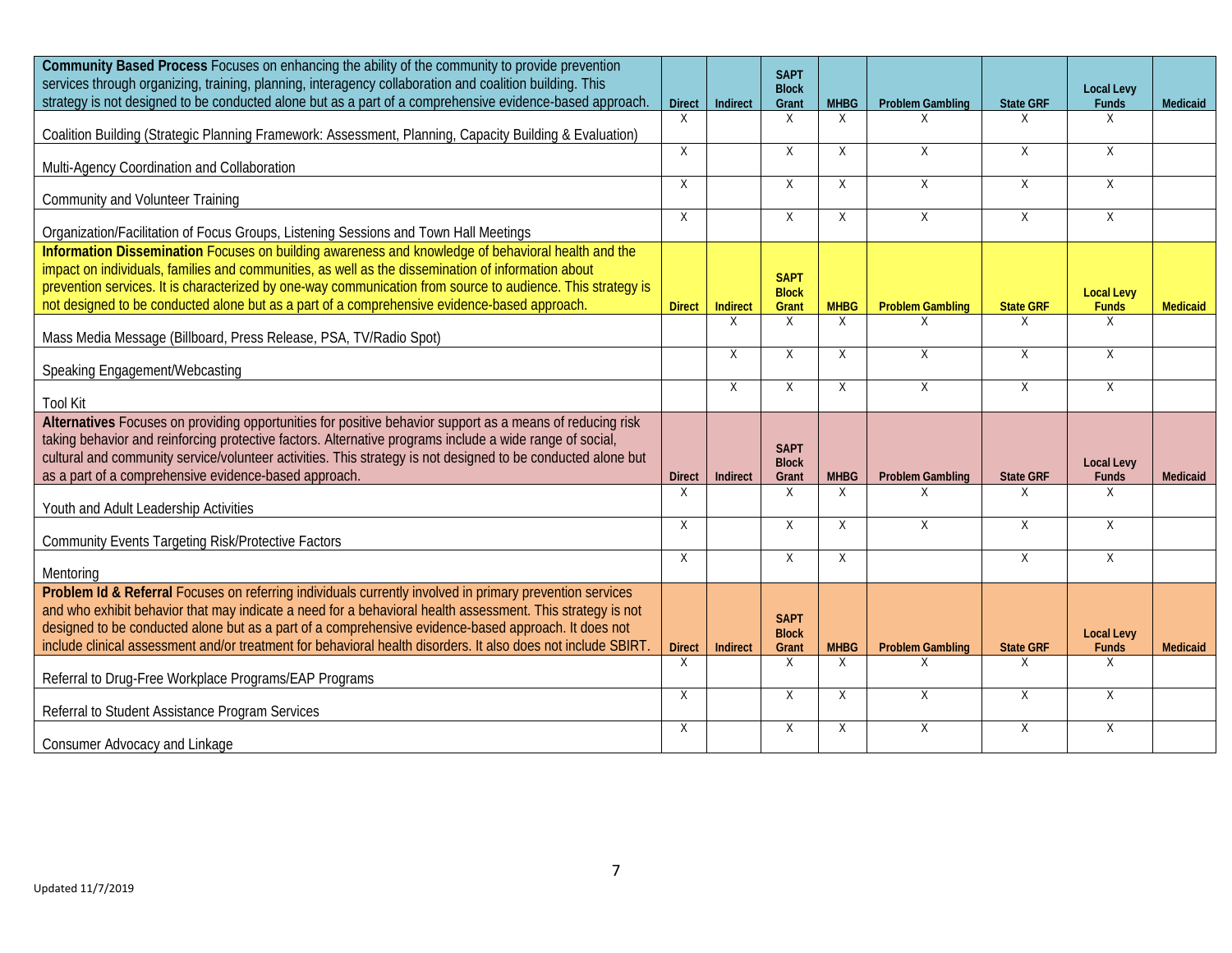| **Community Based Process** Focuses on enhancing the ability of the community to provide prevention services through organizing, training, planning, interagency collaboration and coalition building. This strategy is not designed to be conducted alone but as a part of a comprehensive evidence-based approach. | **Direct** | **Indirect** | **SAPT Block Grant** | **MHBG** | **Problem Gambling** | **State GRF** | **Local Levy Funds** | **Medicaid** |
|---|---|---|---|---|---|---|---|---|
| Coalition Building (Strategic Planning Framework: Assessment, Planning, Capacity Building & Evaluation) | X | | X | X | X | X | X | |
| Multi-Agency Coordination and Collaboration | X | | X | X | X | X | X | |
| Community and Volunteer Training | X | | X | X | X | X | X | |
| Organization/Facilitation of Focus Groups, Listening Sessions and Town Hall Meetings | X | | X | X | X | X | X | |
| **Information Dissemination** Focuses on building awareness and knowledge of behavioral health and the impact on individuals, families and communities, as well as the dissemination of information about prevention services. It is characterized by one-way communication from source to audience. This strategy is not designed to be conducted alone but as a part of a comprehensive evidence-based approach. | **Direct** | **Indirect** | **SAPT Block Grant** | **MHBG** | **Problem Gambling** | **State GRF** | **Local Levy Funds** | **Medicaid** |
| Mass Media Message (Billboard, Press Release, PSA, TV/Radio Spot) | | X | X | X | X | X | X | |
| Speaking Engagement/Webcasting | | X | X | X | X | X | X | |
| Tool Kit | | X | X | X | X | X | X | |
| **Alternatives** Focuses on providing opportunities for positive behavior support as a means of reducing risk taking behavior and reinforcing protective factors. Alternative programs include a wide range of social, cultural and community service/volunteer activities. This strategy is not designed to be conducted alone but as a part of a comprehensive evidence-based approach. | **Direct** | **Indirect** | **SAPT Block Grant** | **MHBG** | **Problem Gambling** | **State GRF** | **Local Levy Funds** | **Medicaid** |
| Youth and Adult Leadership Activities | X | | X | X | X | X | X | |
| Community Events Targeting Risk/Protective Factors | X | | X | X | X | X | X | |
| Mentoring | X | | X | X | | X | X | |
| **Problem Id & Referral** Focuses on referring individuals currently involved in primary prevention services and who exhibit behavior that may indicate a need for a behavioral health assessment. This strategy is not designed to be conducted alone but as a part of a comprehensive evidence-based approach. It does not include clinical assessment and/or treatment for behavioral health disorders. It also does not include SBIRT. | **Direct** | **Indirect** | **SAPT Block Grant** | **MHBG** | **Problem Gambling** | **State GRF** | **Local Levy Funds** | **Medicaid** |
| Referral to Drug-Free Workplace Programs/EAP Programs | X | | X | X | X | X | X | |
| Referral to Student Assistance Program Services | X | | X | X | X | X | X | |
| Consumer Advocacy and Linkage | X | | X | X | X | X | X | |

Updated 11/7/2019